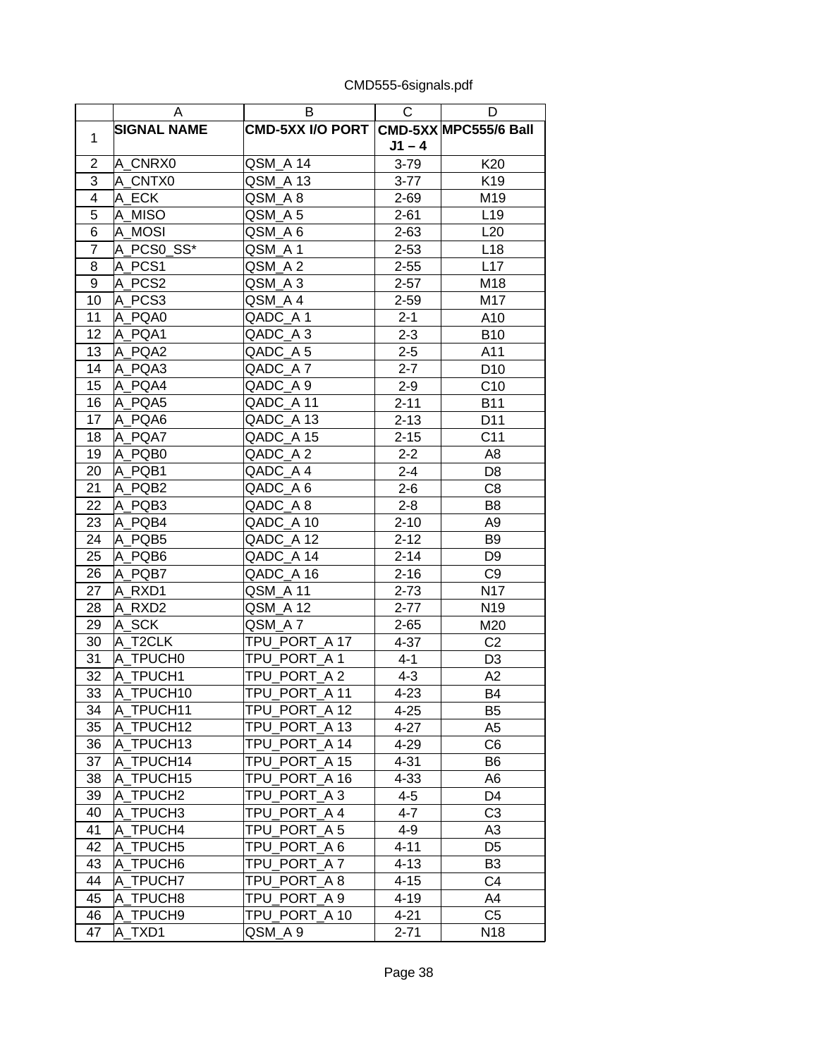CMD555-6signals.pdf

| | A | B | C | D |
|---|---|---|---|---|
| 1 | **SIGNAL NAME** | **CMD-5XX I/O PORT** | **CMD-5XX J1 – 4** | **MPC555/6 Ball** |
| 2 | A_CNRX0 | QSM_A 14 | 3-79 | K20 |
| 3 | A_CNTX0 | QSM_A 13 | 3-77 | K19 |
| 4 | A_ECK | QSM_A 8 | 2-69 | M19 |
| 5 | A_MISO | QSM_A 5 | 2-61 | L19 |
| 6 | A_MOSI | QSM_A 6 | 2-63 | L20 |
| 7 | A_PCS0_SS* | QSM_A 1 | 2-53 | L18 |
| 8 | A_PCS1 | QSM_A 2 | 2-55 | L17 |
| 9 | A_PCS2 | QSM_A 3 | 2-57 | M18 |
| 10 | A_PCS3 | QSM_A 4 | 2-59 | M17 |
| 11 | A_PQA0 | QADC_A 1 | 2-1 | A10 |
| 12 | A_PQA1 | QADC_A 3 | 2-3 | B10 |
| 13 | A_PQA2 | QADC_A 5 | 2-5 | A11 |
| 14 | A_PQA3 | QADC_A 7 | 2-7 | D10 |
| 15 | A_PQA4 | QADC_A 9 | 2-9 | C10 |
| 16 | A_PQA5 | QADC_A 11 | 2-11 | B11 |
| 17 | A_PQA6 | QADC_A 13 | 2-13 | D11 |
| 18 | A_PQA7 | QADC_A 15 | 2-15 | C11 |
| 19 | A_PQB0 | QADC_A 2 | 2-2 | A8 |
| 20 | A_PQB1 | QADC_A 4 | 2-4 | D8 |
| 21 | A_PQB2 | QADC_A 6 | 2-6 | C8 |
| 22 | A_PQB3 | QADC_A 8 | 2-8 | B8 |
| 23 | A_PQB4 | QADC_A 10 | 2-10 | A9 |
| 24 | A_PQB5 | QADC_A 12 | 2-12 | B9 |
| 25 | A_PQB6 | QADC_A 14 | 2-14 | D9 |
| 26 | A_PQB7 | QADC_A 16 | 2-16 | C9 |
| 27 | A_RXD1 | QSM_A 11 | 2-73 | N17 |
| 28 | A_RXD2 | QSM_A 12 | 2-77 | N19 |
| 29 | A_SCK | QSM_A 7 | 2-65 | M20 |
| 30 | A_T2CLK | TPU_PORT_A 17 | 4-37 | C2 |
| 31 | A_TPUCH0 | TPU_PORT_A 1 | 4-1 | D3 |
| 32 | A_TPUCH1 | TPU_PORT_A 2 | 4-3 | A2 |
| 33 | A_TPUCH10 | TPU_PORT_A 11 | 4-23 | B4 |
| 34 | A_TPUCH11 | TPU_PORT_A 12 | 4-25 | B5 |
| 35 | A_TPUCH12 | TPU_PORT_A 13 | 4-27 | A5 |
| 36 | A_TPUCH13 | TPU_PORT_A 14 | 4-29 | C6 |
| 37 | A_TPUCH14 | TPU_PORT_A 15 | 4-31 | B6 |
| 38 | A_TPUCH15 | TPU_PORT_A 16 | 4-33 | A6 |
| 39 | A_TPUCH2 | TPU_PORT_A 3 | 4-5 | D4 |
| 40 | A_TPUCH3 | TPU_PORT_A 4 | 4-7 | C3 |
| 41 | A_TPUCH4 | TPU_PORT_A 5 | 4-9 | A3 |
| 42 | A_TPUCH5 | TPU_PORT_A 6 | 4-11 | D5 |
| 43 | A_TPUCH6 | TPU_PORT_A 7 | 4-13 | B3 |
| 44 | A_TPUCH7 | TPU_PORT_A 8 | 4-15 | C4 |
| 45 | A_TPUCH8 | TPU_PORT_A 9 | 4-19 | A4 |
| 46 | A_TPUCH9 | TPU_PORT_A 10 | 4-21 | C5 |
| 47 | A_TXD1 | QSM_A 9 | 2-71 | N18 |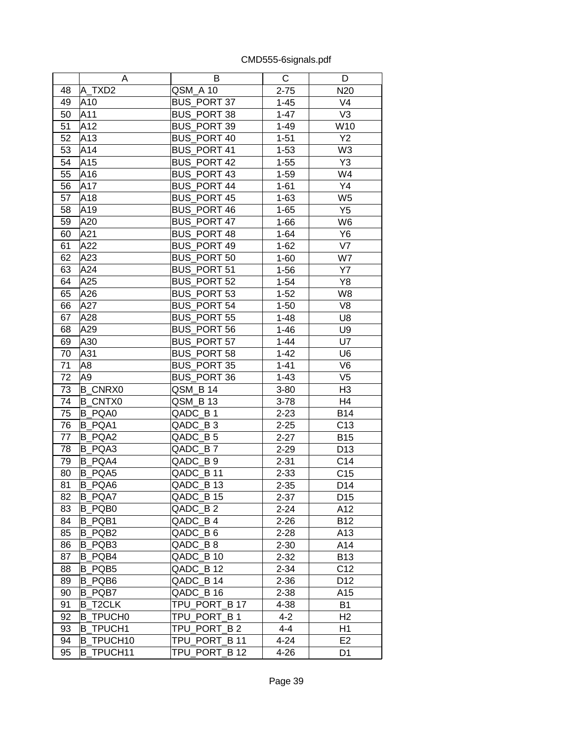CMD555-6signals.pdf

| | A | B | C | D |
|---|---|---|---|---|
| 48 | A_TXD2 | QSM_A 10 | 2-75 | N20 |
| 49 | A10 | BUS_PORT 37 | 1-45 | V4 |
| 50 | A11 | BUS_PORT 38 | 1-47 | V3 |
| 51 | A12 | BUS_PORT 39 | 1-49 | W10 |
| 52 | A13 | BUS_PORT 40 | 1-51 | Y2 |
| 53 | A14 | BUS_PORT 41 | 1-53 | W3 |
| 54 | A15 | BUS_PORT 42 | 1-55 | Y3 |
| 55 | A16 | BUS_PORT 43 | 1-59 | W4 |
| 56 | A17 | BUS_PORT 44 | 1-61 | Y4 |
| 57 | A18 | BUS_PORT 45 | 1-63 | W5 |
| 58 | A19 | BUS_PORT 46 | 1-65 | Y5 |
| 59 | A20 | BUS_PORT 47 | 1-66 | W6 |
| 60 | A21 | BUS_PORT 48 | 1-64 | Y6 |
| 61 | A22 | BUS_PORT 49 | 1-62 | V7 |
| 62 | A23 | BUS_PORT 50 | 1-60 | W7 |
| 63 | A24 | BUS_PORT 51 | 1-56 | Y7 |
| 64 | A25 | BUS_PORT 52 | 1-54 | Y8 |
| 65 | A26 | BUS_PORT 53 | 1-52 | W8 |
| 66 | A27 | BUS_PORT 54 | 1-50 | V8 |
| 67 | A28 | BUS_PORT 55 | 1-48 | U8 |
| 68 | A29 | BUS_PORT 56 | 1-46 | U9 |
| 69 | A30 | BUS_PORT 57 | 1-44 | U7 |
| 70 | A31 | BUS_PORT 58 | 1-42 | U6 |
| 71 | A8 | BUS_PORT 35 | 1-41 | V6 |
| 72 | A9 | BUS_PORT 36 | 1-43 | V5 |
| 73 | B_CNRX0 | QSM_B 14 | 3-80 | H3 |
| 74 | B_CNTX0 | QSM_B 13 | 3-78 | H4 |
| 75 | B_PQA0 | QADC_B 1 | 2-23 | B14 |
| 76 | B_PQA1 | QADC_B 3 | 2-25 | C13 |
| 77 | B_PQA2 | QADC_B 5 | 2-27 | B15 |
| 78 | B_PQA3 | QADC_B 7 | 2-29 | D13 |
| 79 | B_PQA4 | QADC_B 9 | 2-31 | C14 |
| 80 | B_PQA5 | QADC_B 11 | 2-33 | C15 |
| 81 | B_PQA6 | QADC_B 13 | 2-35 | D14 |
| 82 | B_PQA7 | QADC_B 15 | 2-37 | D15 |
| 83 | B_PQB0 | QADC_B 2 | 2-24 | A12 |
| 84 | B_PQB1 | QADC_B 4 | 2-26 | B12 |
| 85 | B_PQB2 | QADC_B 6 | 2-28 | A13 |
| 86 | B_PQB3 | QADC_B 8 | 2-30 | A14 |
| 87 | B_PQB4 | QADC_B 10 | 2-32 | B13 |
| 88 | B_PQB5 | QADC_B 12 | 2-34 | C12 |
| 89 | B_PQB6 | QADC_B 14 | 2-36 | D12 |
| 90 | B_PQB7 | QADC_B 16 | 2-38 | A15 |
| 91 | B_T2CLK | TPU_PORT_B 17 | 4-38 | B1 |
| 92 | B_TPUCH0 | TPU_PORT_B 1 | 4-2 | H2 |
| 93 | B_TPUCH1 | TPU_PORT_B 2 | 4-4 | H1 |
| 94 | B_TPUCH10 | TPU_PORT_B 11 | 4-24 | E2 |
| 95 | B_TPUCH11 | TPU_PORT_B 12 | 4-26 | D1 |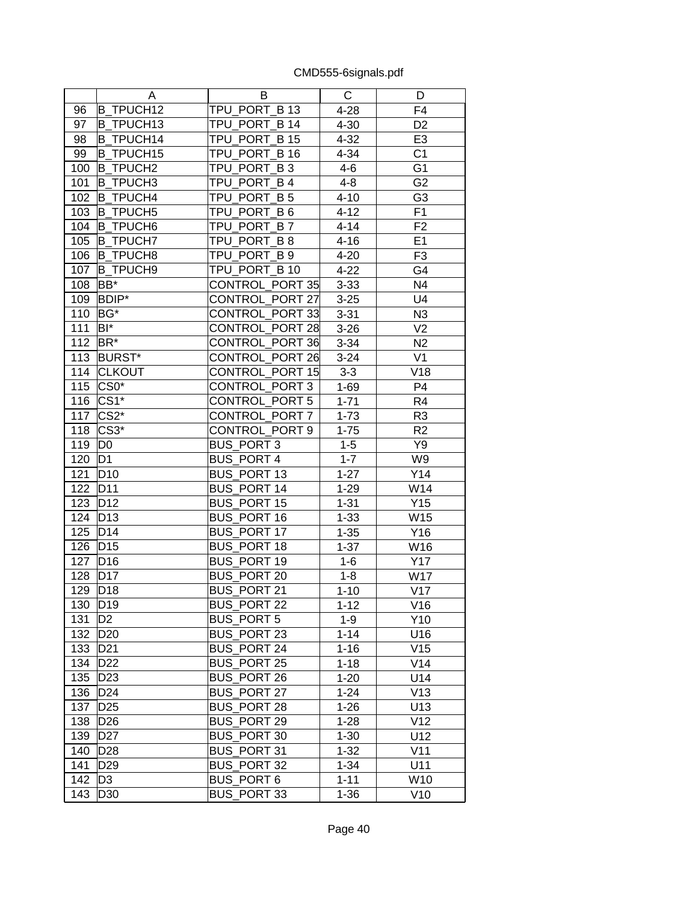CMD555-6signals.pdf

| | A | B | C | D |
|---|---|---|---|---|
| 96 | B_TPUCH12 | TPU_PORT_B 13 | 4-28 | F4 |
| 97 | B_TPUCH13 | TPU_PORT_B 14 | 4-30 | D2 |
| 98 | B_TPUCH14 | TPU_PORT_B 15 | 4-32 | E3 |
| 99 | B_TPUCH15 | TPU_PORT_B 16 | 4-34 | C1 |
| 100 | B_TPUCH2 | TPU_PORT_B 3 | 4-6 | G1 |
| 101 | B_TPUCH3 | TPU_PORT_B 4 | 4-8 | G2 |
| 102 | B_TPUCH4 | TPU_PORT_B 5 | 4-10 | G3 |
| 103 | B_TPUCH5 | TPU_PORT_B 6 | 4-12 | F1 |
| 104 | B_TPUCH6 | TPU_PORT_B 7 | 4-14 | F2 |
| 105 | B_TPUCH7 | TPU_PORT_B 8 | 4-16 | E1 |
| 106 | B_TPUCH8 | TPU_PORT_B 9 | 4-20 | F3 |
| 107 | B_TPUCH9 | TPU_PORT_B 10 | 4-22 | G4 |
| 108 | BB* | CONTROL_PORT 35 | 3-33 | N4 |
| 109 | BDIP* | CONTROL_PORT 27 | 3-25 | U4 |
| 110 | BG* | CONTROL_PORT 33 | 3-31 | N3 |
| 111 | BI* | CONTROL_PORT 28 | 3-26 | V2 |
| 112 | BR* | CONTROL_PORT 36 | 3-34 | N2 |
| 113 | BURST* | CONTROL_PORT 26 | 3-24 | V1 |
| 114 | CLKOUT | CONTROL_PORT 15 | 3-3 | V18 |
| 115 | CS0* | CONTROL_PORT 3 | 1-69 | P4 |
| 116 | CS1* | CONTROL_PORT 5 | 1-71 | R4 |
| 117 | CS2* | CONTROL_PORT 7 | 1-73 | R3 |
| 118 | CS3* | CONTROL_PORT 9 | 1-75 | R2 |
| 119 | D0 | BUS_PORT 3 | 1-5 | Y9 |
| 120 | D1 | BUS_PORT 4 | 1-7 | W9 |
| 121 | D10 | BUS_PORT 13 | 1-27 | Y14 |
| 122 | D11 | BUS_PORT 14 | 1-29 | W14 |
| 123 | D12 | BUS_PORT 15 | 1-31 | Y15 |
| 124 | D13 | BUS_PORT 16 | 1-33 | W15 |
| 125 | D14 | BUS_PORT 17 | 1-35 | Y16 |
| 126 | D15 | BUS_PORT 18 | 1-37 | W16 |
| 127 | D16 | BUS_PORT 19 | 1-6 | Y17 |
| 128 | D17 | BUS_PORT 20 | 1-8 | W17 |
| 129 | D18 | BUS_PORT 21 | 1-10 | V17 |
| 130 | D19 | BUS_PORT 22 | 1-12 | V16 |
| 131 | D2 | BUS_PORT 5 | 1-9 | Y10 |
| 132 | D20 | BUS_PORT 23 | 1-14 | U16 |
| 133 | D21 | BUS_PORT 24 | 1-16 | V15 |
| 134 | D22 | BUS_PORT 25 | 1-18 | V14 |
| 135 | D23 | BUS_PORT 26 | 1-20 | U14 |
| 136 | D24 | BUS_PORT 27 | 1-24 | V13 |
| 137 | D25 | BUS_PORT 28 | 1-26 | U13 |
| 138 | D26 | BUS_PORT 29 | 1-28 | V12 |
| 139 | D27 | BUS_PORT 30 | 1-30 | U12 |
| 140 | D28 | BUS_PORT 31 | 1-32 | V11 |
| 141 | D29 | BUS_PORT 32 | 1-34 | U11 |
| 142 | D3 | BUS_PORT 6 | 1-11 | W10 |
| 143 | D30 | BUS_PORT 33 | 1-36 | V10 |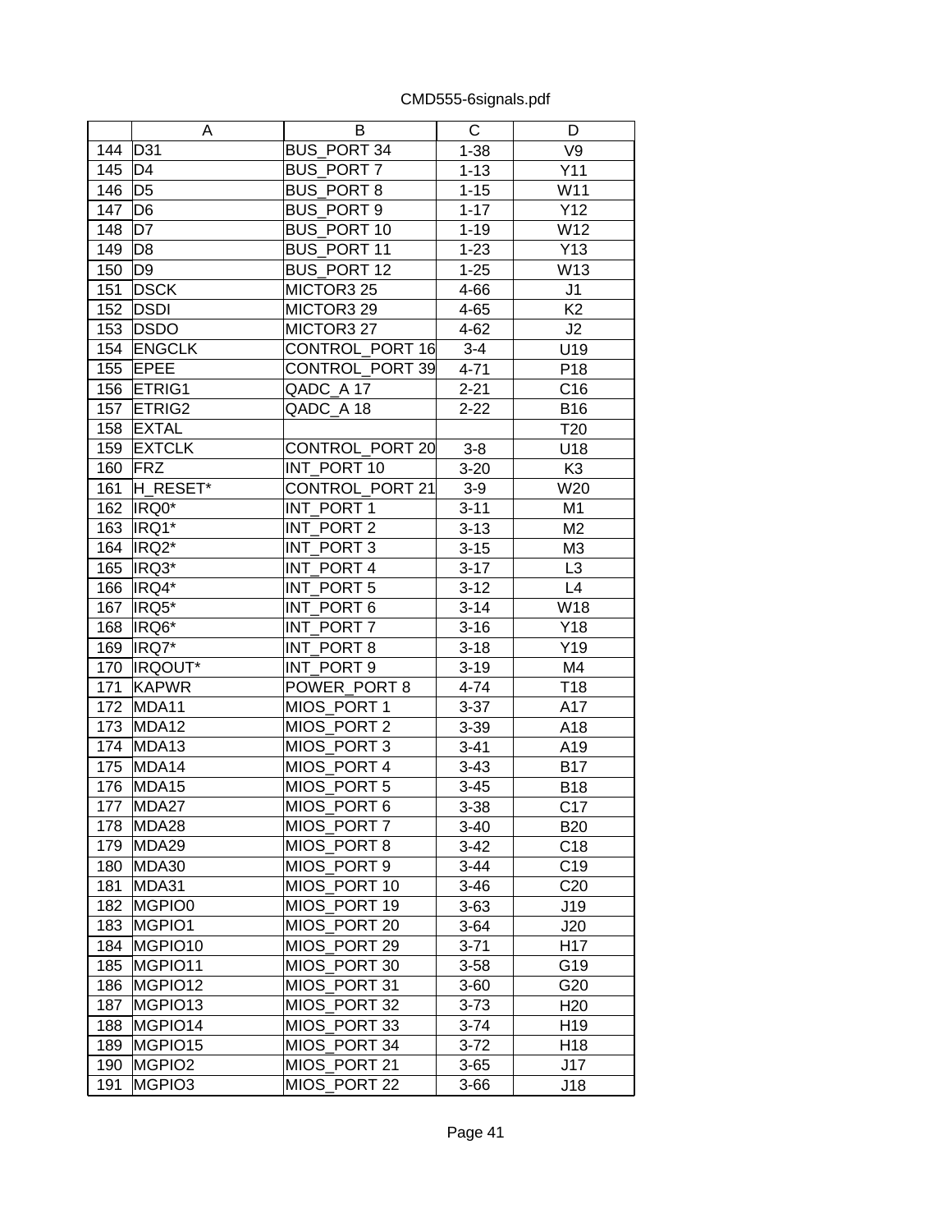|  | A | B | C | D |
|---|---|---|---|---|
| 144 | D31 | BUS_PORT 34 | 1-38 | V9 |
| 145 | D4 | BUS_PORT 7 | 1-13 | Y11 |
| 146 | D5 | BUS_PORT 8 | 1-15 | W11 |
| 147 | D6 | BUS_PORT 9 | 1-17 | Y12 |
| 148 | D7 | BUS_PORT 10 | 1-19 | W12 |
| 149 | D8 | BUS_PORT 11 | 1-23 | Y13 |
| 150 | D9 | BUS_PORT 12 | 1-25 | W13 |
| 151 | DSCK | MICTOR3 25 | 4-66 | J1 |
| 152 | DSDI | MICTOR3 29 | 4-65 | K2 |
| 153 | DSDO | MICTOR3 27 | 4-62 | J2 |
| 154 | ENGCLK | CONTROL_PORT 16 | 3-4 | U19 |
| 155 | EPEE | CONTROL_PORT 39 | 4-71 | P18 |
| 156 | ETRIG1 | QADC_A 17 | 2-21 | C16 |
| 157 | ETRIG2 | QADC_A 18 | 2-22 | B16 |
| 158 | EXTAL |  |  | T20 |
| 159 | EXTCLK | CONTROL_PORT 20 | 3-8 | U18 |
| 160 | FRZ | INT_PORT 10 | 3-20 | K3 |
| 161 | H_RESET* | CONTROL_PORT 21 | 3-9 | W20 |
| 162 | IRQ0* | INT_PORT 1 | 3-11 | M1 |
| 163 | IRQ1* | INT_PORT 2 | 3-13 | M2 |
| 164 | IRQ2* | INT_PORT 3 | 3-15 | M3 |
| 165 | IRQ3* | INT_PORT 4 | 3-17 | L3 |
| 166 | IRQ4* | INT_PORT 5 | 3-12 | L4 |
| 167 | IRQ5* | INT_PORT 6 | 3-14 | W18 |
| 168 | IRQ6* | INT_PORT 7 | 3-16 | Y18 |
| 169 | IRQ7* | INT_PORT 8 | 3-18 | Y19 |
| 170 | IRQOUT* | INT_PORT 9 | 3-19 | M4 |
| 171 | KAPWR | POWER_PORT 8 | 4-74 | T18 |
| 172 | MDA11 | MIOS_PORT 1 | 3-37 | A17 |
| 173 | MDA12 | MIOS_PORT 2 | 3-39 | A18 |
| 174 | MDA13 | MIOS_PORT 3 | 3-41 | A19 |
| 175 | MDA14 | MIOS_PORT 4 | 3-43 | B17 |
| 176 | MDA15 | MIOS_PORT 5 | 3-45 | B18 |
| 177 | MDA27 | MIOS_PORT 6 | 3-38 | C17 |
| 178 | MDA28 | MIOS_PORT 7 | 3-40 | B20 |
| 179 | MDA29 | MIOS_PORT 8 | 3-42 | C18 |
| 180 | MDA30 | MIOS_PORT 9 | 3-44 | C19 |
| 181 | MDA31 | MIOS_PORT 10 | 3-46 | C20 |
| 182 | MGPIO0 | MIOS_PORT 19 | 3-63 | J19 |
| 183 | MGPIO1 | MIOS_PORT 20 | 3-64 | J20 |
| 184 | MGPIO10 | MIOS_PORT 29 | 3-71 | H17 |
| 185 | MGPIO11 | MIOS_PORT 30 | 3-58 | G19 |
| 186 | MGPIO12 | MIOS_PORT 31 | 3-60 | G20 |
| 187 | MGPIO13 | MIOS_PORT 32 | 3-73 | H20 |
| 188 | MGPIO14 | MIOS_PORT 33 | 3-74 | H19 |
| 189 | MGPIO15 | MIOS_PORT 34 | 3-72 | H18 |
| 190 | MGPIO2 | MIOS_PORT 21 | 3-65 | J17 |
| 191 | MGPIO3 | MIOS_PORT 22 | 3-66 | J18 |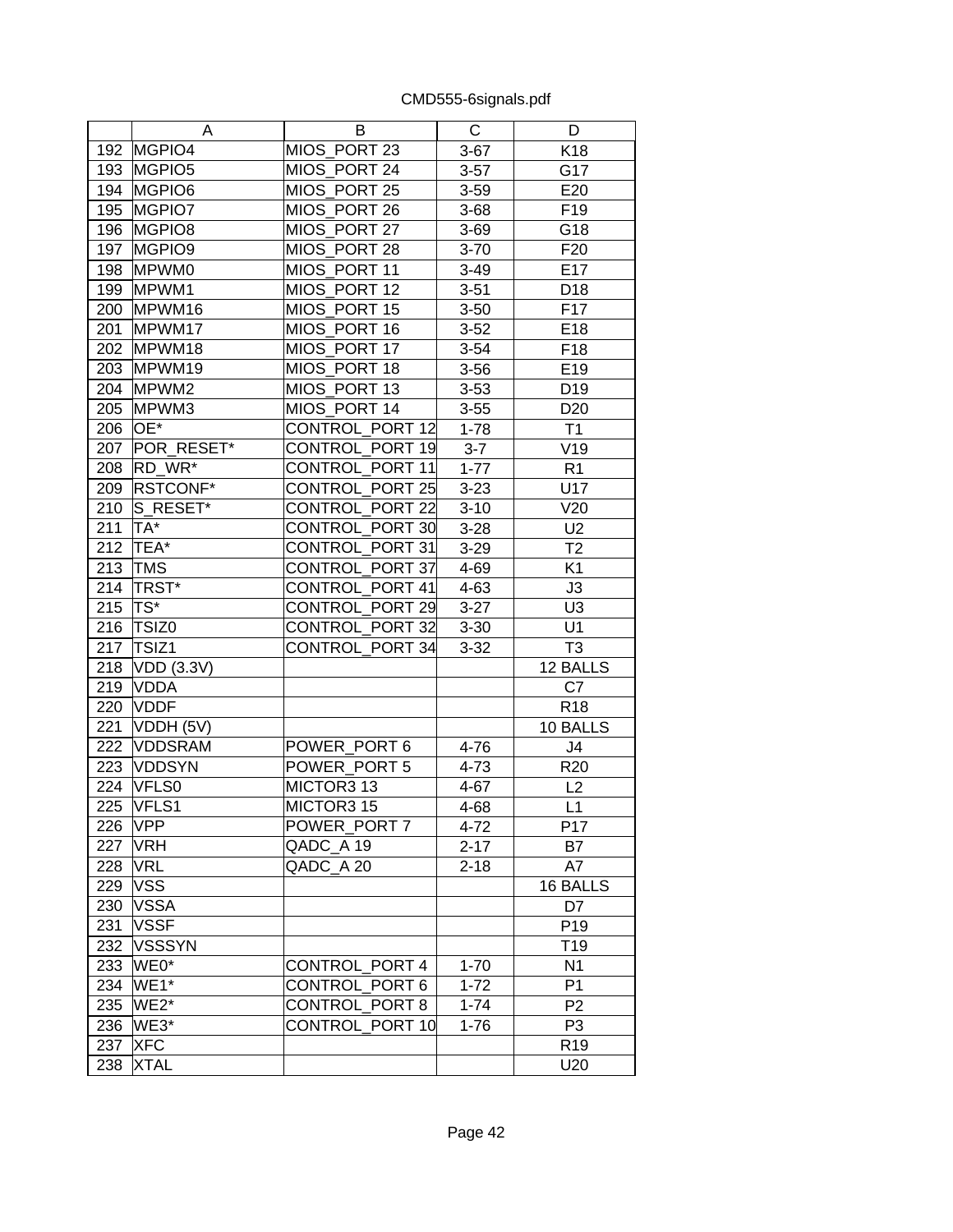| | A | B | C | D |
|---|---|---|---|---|
| 192 | MGPIO4 | MIOS_PORT 23 | 3-67 | K18 |
| 193 | MGPIO5 | MIOS_PORT 24 | 3-57 | G17 |
| 194 | MGPIO6 | MIOS_PORT 25 | 3-59 | E20 |
| 195 | MGPIO7 | MIOS_PORT 26 | 3-68 | F19 |
| 196 | MGPIO8 | MIOS_PORT 27 | 3-69 | G18 |
| 197 | MGPIO9 | MIOS_PORT 28 | 3-70 | F20 |
| 198 | MPWM0 | MIOS_PORT 11 | 3-49 | E17 |
| 199 | MPWM1 | MIOS_PORT 12 | 3-51 | D18 |
| 200 | MPWM16 | MIOS_PORT 15 | 3-50 | F17 |
| 201 | MPWM17 | MIOS_PORT 16 | 3-52 | E18 |
| 202 | MPWM18 | MIOS_PORT 17 | 3-54 | F18 |
| 203 | MPWM19 | MIOS_PORT 18 | 3-56 | E19 |
| 204 | MPWM2 | MIOS_PORT 13 | 3-53 | D19 |
| 205 | MPWM3 | MIOS_PORT 14 | 3-55 | D20 |
| 206 | OE* | CONTROL_PORT 12 | 1-78 | T1 |
| 207 | POR_RESET* | CONTROL_PORT 19 | 3-7 | V19 |
| 208 | RD_WR* | CONTROL_PORT 11 | 1-77 | R1 |
| 209 | RSTCONF* | CONTROL_PORT 25 | 3-23 | U17 |
| 210 | S_RESET* | CONTROL_PORT 22 | 3-10 | V20 |
| 211 | TA* | CONTROL_PORT 30 | 3-28 | U2 |
| 212 | TEA* | CONTROL_PORT 31 | 3-29 | T2 |
| 213 | TMS | CONTROL_PORT 37 | 4-69 | K1 |
| 214 | TRST* | CONTROL_PORT 41 | 4-63 | J3 |
| 215 | TS* | CONTROL_PORT 29 | 3-27 | U3 |
| 216 | TSIZ0 | CONTROL_PORT 32 | 3-30 | U1 |
| 217 | TSIZ1 | CONTROL_PORT 34 | 3-32 | T3 |
| 218 | VDD (3.3V) | | | 12 BALLS |
| 219 | VDDA | | | C7 |
| 220 | VDDF | | | R18 |
| 221 | VDDH (5V) | | | 10 BALLS |
| 222 | VDDSRAM | POWER_PORT 6 | 4-76 | J4 |
| 223 | VDDSYN | POWER_PORT 5 | 4-73 | R20 |
| 224 | VFLS0 | MICTOR3 13 | 4-67 | L2 |
| 225 | VFLS1 | MICTOR3 15 | 4-68 | L1 |
| 226 | VPP | POWER_PORT 7 | 4-72 | P17 |
| 227 | VRH | QADC_A 19 | 2-17 | B7 |
| 228 | VRL | QADC_A 20 | 2-18 | A7 |
| 229 | VSS | | | 16 BALLS |
| 230 | VSSA | | | D7 |
| 231 | VSSF | | | P19 |
| 232 | VSSSYN | | | T19 |
| 233 | WE0* | CONTROL_PORT 4 | 1-70 | N1 |
| 234 | WE1* | CONTROL_PORT 6 | 1-72 | P1 |
| 235 | WE2* | CONTROL_PORT 8 | 1-74 | P2 |
| 236 | WE3* | CONTROL_PORT 10 | 1-76 | P3 |
| 237 | XFC | | | R19 |
| 238 | XTAL | | | U20 |